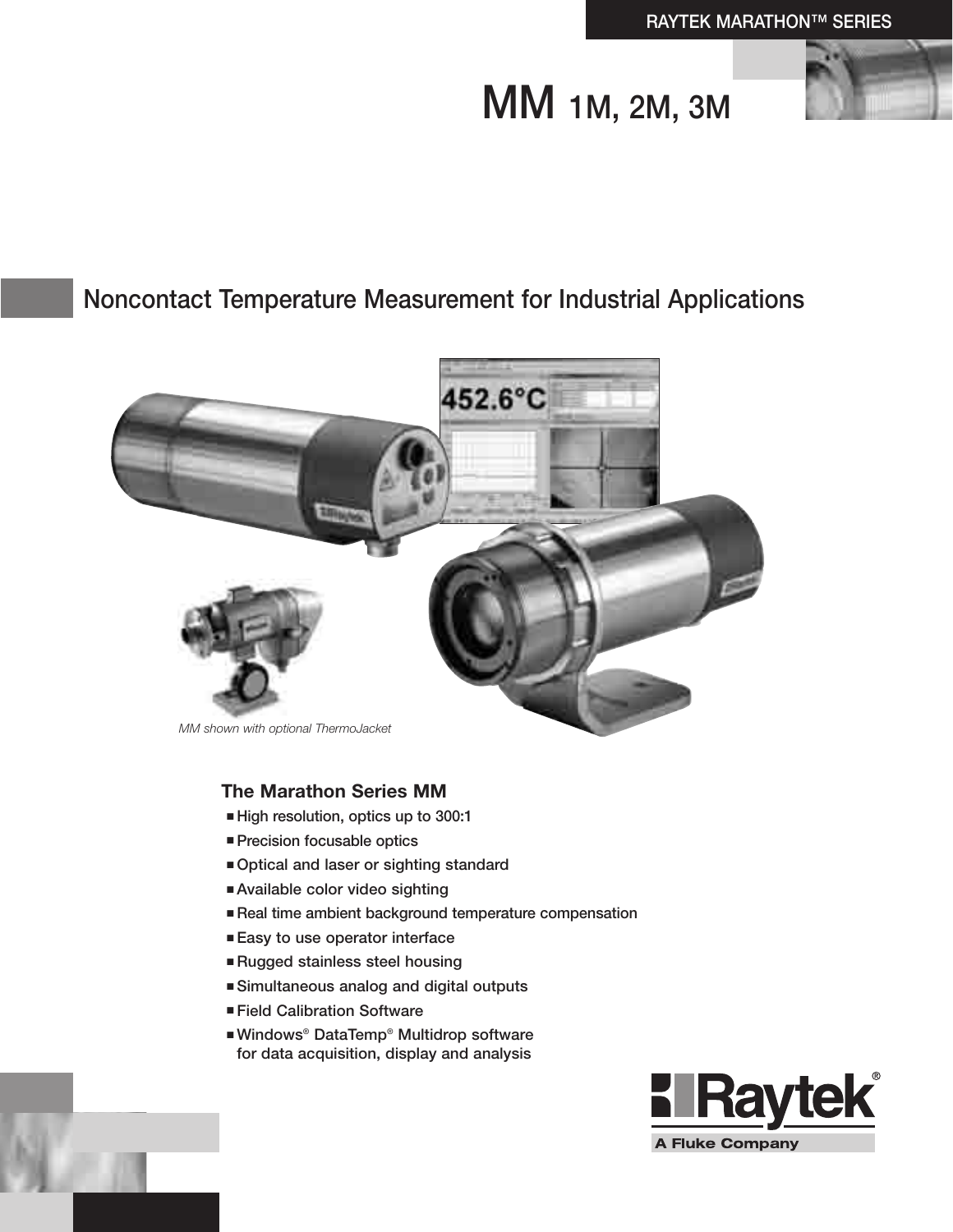RAYTEK MARATHON™ SERIES

# MM 1M, 2M, 3M

## Noncontact Temperature Measurement for Industrial Applications

*MM shown with optional ThermoJacket*

### The Marathon Series MM

- High resolution, optics up to 300:1
- Precision focusable optics
- Optical and laser or sighting standard
- Available color video sighting
- Real time ambient background temperature compensation
- Easy to use operator interface
- Rugged stainless steel housing
- Simultaneous analog and digital outputs
- Field Calibration Software
- Windows® DataTemp® Multidrop software for data acquisition, display and analysis

Raytek®
A Fluke Company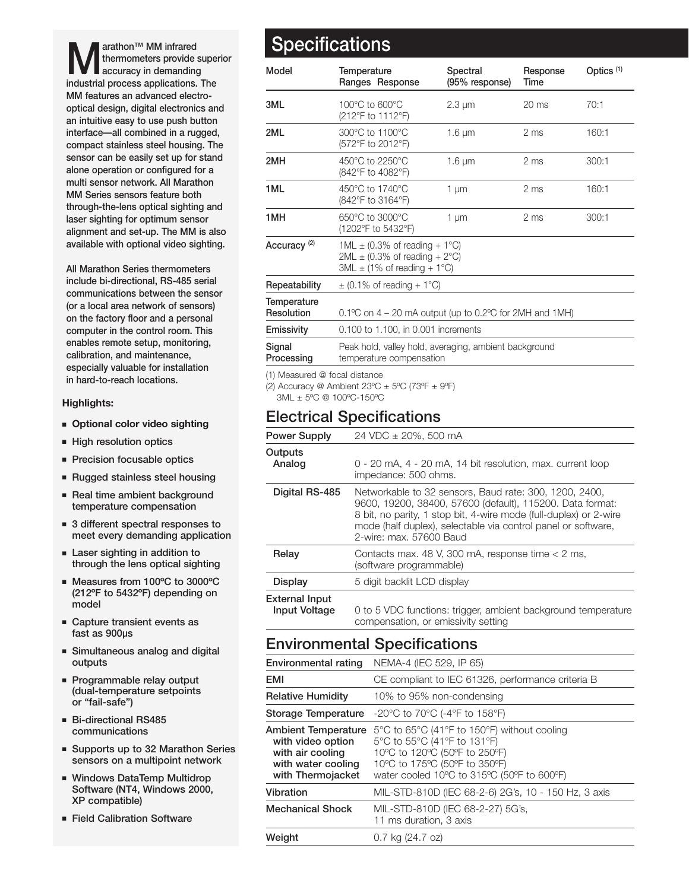Marathon™ MM infrared thermometers provide superior accuracy in demanding industrial process applications. The MM features an advanced electro-optical design, digital electronics and an intuitive easy to use push button interface—all combined in a rugged, compact stainless steel housing. The sensor can be easily set up for stand alone operation or configured for a multi sensor network. All Marathon MM Series sensors feature both through-the-lens optical sighting and laser sighting for optimum sensor alignment and set-up. The MM is also available with optional video sighting.

All Marathon Series thermometers include bi-directional, RS-485 serial communications between the sensor (or a local area network of sensors) on the factory floor and a personal computer in the control room. This enables remote setup, monitoring, calibration, and maintenance, especially valuable for installation in hard-to-reach locations.

**Highlights:**

- **Optional color video sighting**
- High resolution optics
- Precision focusable optics
- Rugged stainless steel housing
- Real time ambient background temperature compensation
- 3 different spectral responses to meet every demanding application
- Laser sighting in addition to through the lens optical sighting
- Measures from 100ºC to 3000ºC (212ºF to 5432ºF) depending on model
- Capture transient events as fast as 900µs
- Simultaneous analog and digital outputs
- Programmable relay output (dual-temperature setpoints or "fail-safe")
- Bi-directional RS485 communications
- Supports up to 32 Marathon Series sensors on a multipoint network
- Windows DataTemp Multidrop Software (NT4, Windows 2000, XP compatible)
- Field Calibration Software

# Specifications

| Model | Temperature Ranges Response | Spectral (95% response) | Response Time | Optics [1] |
|---|---|---|---|---|
| 3ML | 100°C to 600°C (212°F to 1112°F) | 2.3 µm | 20 ms | 70:1 |
| 2ML | 300°C to 1100°C (572°F to 2012°F) | 1.6 µm | 2 ms | 160:1 |
| 2MH | 450°C to 2250°C (842°F to 4082°F) | 1.6 µm | 2 ms | 300:1 |
| 1ML | 450°C to 1740°C (842°F to 3164°F) | 1 µm | 2 ms | 160:1 |
| 1MH | 650°C to 3000°C (1202°F to 5432°F) | 1 µm | 2 ms | 300:1 |
| Accuracy [2] | 1ML ± (0.3% of reading + 1°C)<br>2ML ± (0.3% of reading + 2°C)<br>3ML ± (1% of reading + 1°C) | | | |
| Repeatability | ± (0.1% of reading + 1°C) | | | |
| Temperature Resolution | 0.1ºC on 4 – 20 mA output (up to 0.2ºC for 2MH and 1MH) | | | |
| Emissivity | 0.100 to 1.100, in 0.001 increments | | | |
| Signal Processing | Peak hold, valley hold, averaging, ambient background temperature compensation | | | |

(1) Measured @ focal distance
(2) Accuracy @ Ambient 23ºC ± 5ºC (73ºF ± 9ºF)
3ML ± 5ºC @ 100ºC-150ºC

## Electrical Specifications

| | |
|---|---|
| Power Supply | 24 VDC ± 20%, 500 mA |
| Outputs<br>Analog | 0 - 20 mA, 4 - 20 mA, 14 bit resolution, max. current loop impedance: 500 ohms. |
| Digital RS-485 | Networkable to 32 sensors, Baud rate: 300, 1200, 2400, 9600, 19200, 38400, 57600 (default), 115200. Data format: 8 bit, no parity, 1 stop bit, 4-wire mode (full-duplex) or 2-wire mode (half duplex), selectable via control panel or software, 2-wire: max. 57600 Baud |
| Relay | Contacts max. 48 V, 300 mA, response time < 2 ms, (software programmable) |
| Display | 5 digit backlit LCD display |
| External Input<br>Input Voltage | 0 to 5 VDC functions: trigger, ambient background temperature compensation, or emissivity setting |

## Environmental Specifications

| | |
|---|---|
| Environmental rating | NEMA-4 (IEC 529, IP 65) |
| EMI | CE compliant to IEC 61326, performance criteria B |
| Relative Humidity | 10% to 95% non-condensing |
| Storage Temperature | -20°C to 70°C (-4°F to 158°F) |
| Ambient Temperature<br>with video option<br>with air cooling<br>with water cooling<br>with Thermojacket | 5°C to 65°C (41°F to 150°F) without cooling<br>5°C to 55°C (41°F to 131°F)<br>10ºC to 120ºC (50ºF to 250ºF)<br>10ºC to 175ºC (50ºF to 350ºF)<br>water cooled 10ºC to 315ºC (50ºF to 600ºF) |
| Vibration | MIL-STD-810D (IEC 68-2-6) 2G's, 10 - 150 Hz, 3 axis |
| Mechanical Shock | MIL-STD-810D (IEC 68-2-27) 5G's, 11 ms duration, 3 axis |
| Weight | 0.7 kg (24.7 oz) |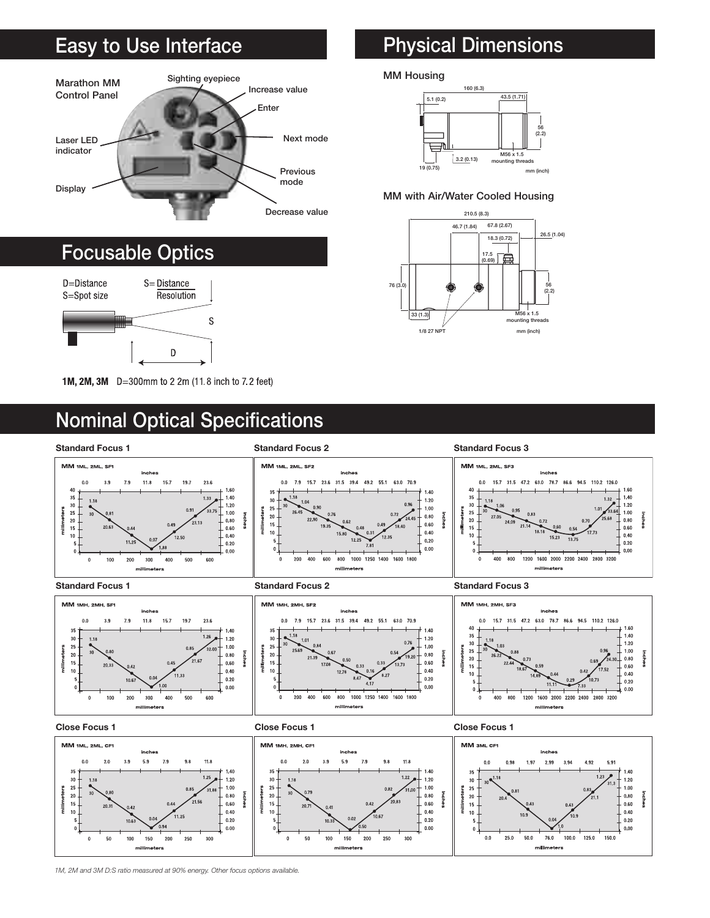## Easy to Use Interface

Marathon MM Control Panel

- Sighting eyepiece
- Increase value
- Enter
- Next mode
- Previous mode
- Decrease value
- Laser LED indicator
- Display

## Physical Dimensions

**MM Housing**

160 (6.3); 5.1 (0.2); 43.5 (1.71); 56 (2.2); 3.2 (0.13); M56 x 1.5 mounting threads; 19 (0.75); mm (inch)

**MM with Air/Water Cooled Housing**

210.5 (8.3); 46.7 (1.84); 67.8 (2.67); 18.3 (0.72); 26.5 (1.04); 17.5 (0.69); 76 (3.0); 56 (2.2); 33 (1.3); M56 x 1.5 mounting threads; 1/8 27 NPT; mm (inch)

## Focusable Optics

D=Distance
S=Spot size

D:S = Distance / Resolution

**1M, 2M, 3M** D=300mm to 2 2m (11.8 inch to 7.2 feet)

## Nominal Optical Specifications

**Standard Focus 1** — MM 1ML, 2ML, SF1

| millimeters | 0 | 300 | 600 |
|---|---|---|---|
| Spot (mm) | 30 | 1.88 | 33.75 |
| Spot (inch) | 1.18 | 0.07 | 1.33 |

Intermediate points: 20.63 mm (0.81 in); 11.25 mm (0.44 in); 12.50 mm (0.49 in); 23.13 mm (0.91 in)

**Standard Focus 2** — MM 1ML, 2ML, SF2

Points: 30 mm (1.18 in); 26.45 (1.04); 22.90 (0.90); 19.35 (0.76); 15.80 (0.62); 12.25 (0.48); 7.81 (0.31); 12.35 (0.49); 18.40 (0.72); 24.45 (0.96)

**Standard Focus 3** — MM 1ML, 2ML, SF3

Points: 30 mm (1.18 in); 27.05 (1.06); 24.09 (0.95); 21.14 (0.83); 18.18 (0.72); 15.23 (0.60); 13.75 (0.54); 17.73 (0.70); 25.68 (1.01); 33.64 (1.32)

**Standard Focus 1** — MM 1MH, 2MH, SF1

Points: 30 mm (1.18 in); 20.33 (0.80); 10.67 (0.42); 1.00 (0.04); 11.33 (0.45); 21.67 (0.85); 32.00 (1.26)

**Standard Focus 2** — MM 1MH, 2MH, SF2

Points: 30 mm (1.18 in); 25.69 (1.01); 21.39 (0.84); 17.08 (0.67); 12.78 (0.50); 8.47 (0.33); 4.17 (0.16); 8.27 (0.33); 13.73 (0.54); 19.20 (0.76)

**Standard Focus 3** — MM 1MH, 2MH, SF3

Points: 30 mm (1.18 in); 26.22 (1.03); 22.44 (0.88); 18.67 (0.73); 14.89 (0.59); 11.11 (0.44); 7.33 (0.29); 10.73 (0.42); 17.52 (0.69); 24.30 (0.96)

**Close Focus 1** — MM 1ML, 2ML, CF1

Points: 30 mm (1.18 in); 20.31 (0.80); 10.63 (0.42); 0.94 (0.04); 11.25 (0.44); 21.56 (0.85); 31.88 (1.25)

**Close Focus 1** — MM 1MH, 2MH, CF1

Points: 30 mm (1.18 in); 20.71 (0.79); 10.33 (0.41); 0.50 (0.02); 10.67 (0.42); 20.83 (0.82); 31.00 (1.22)

**Close Focus 1** — MM 3ML CF1

Points: 30 mm (1.18 in); 20.4 (0.81); 10.9 (0.43); 1.0 (0.04); 10.9 (0.43); 21.1 (0.83); 31.3 (1.23)

*1M, 2M and 3M D:S ratio measured at 90% energy. Other focus options available.*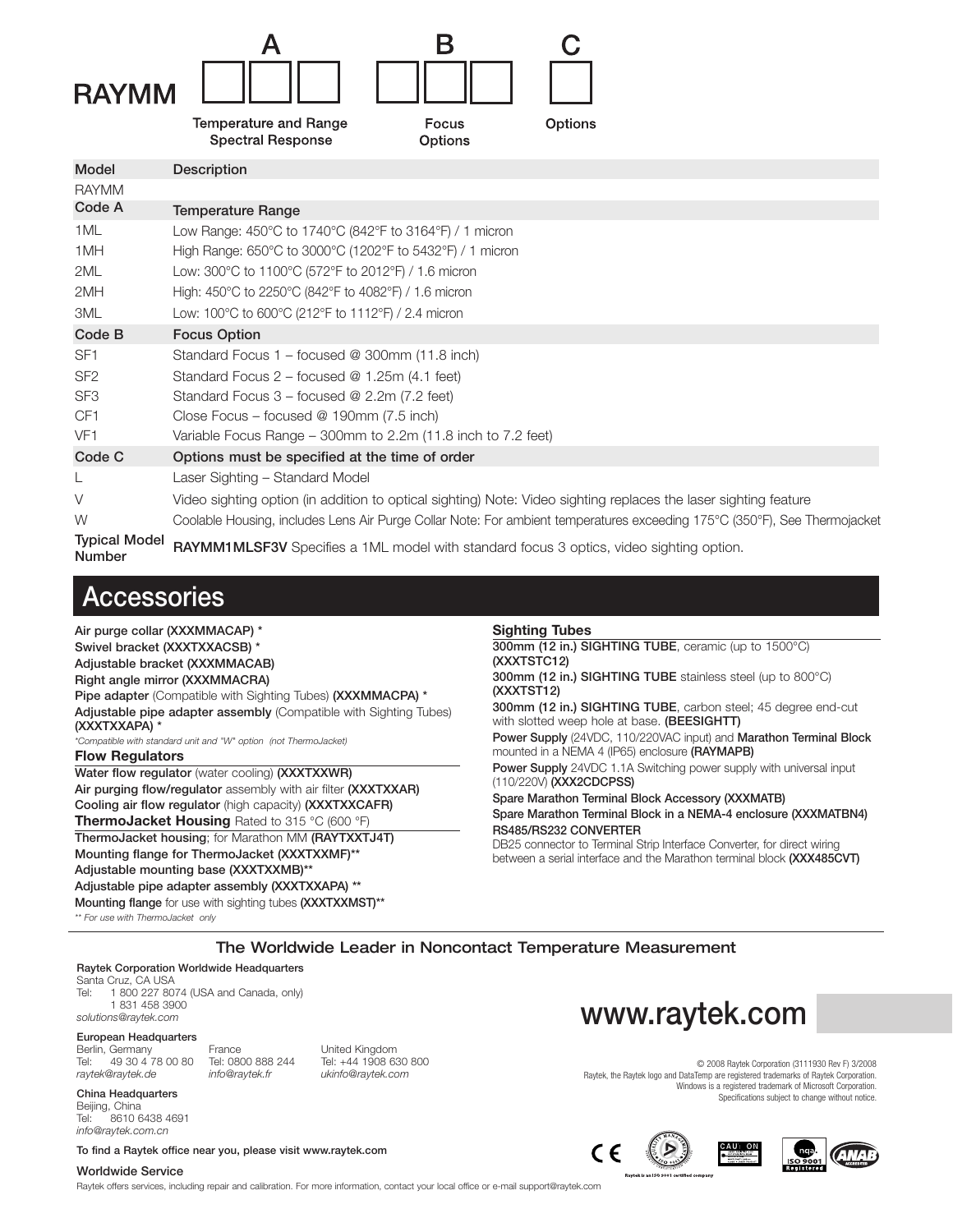RAYMM [A] [B] [C]

A: Temperature and Range Spectral Response
B: Focus Options
C: Options

| Model | Description |
|---|---|
| RAYMM | |
| **Code A** | **Temperature Range** |
| 1ML | Low Range: 450°C to 1740°C (842°F to 3164°F) / 1 micron |
| 1MH | High Range: 650°C to 3000°C (1202°F to 5432°F) / 1 micron |
| 2ML | Low: 300°C to 1100°C (572°F to 2012°F) / 1.6 micron |
| 2MH | High: 450°C to 2250°C (842°F to 4082°F) / 1.6 micron |
| 3ML | Low: 100°C to 600°C (212°F to 1112°F) / 2.4 micron |
| **Code B** | **Focus Option** |
| SF1 | Standard Focus 1 – focused @ 300mm (11.8 inch) |
| SF2 | Standard Focus 2 – focused @ 1.25m (4.1 feet) |
| SF3 | Standard Focus 3 – focused @ 2.2m (7.2 feet) |
| CF1 | Close Focus – focused @ 190mm (7.5 inch) |
| VF1 | Variable Focus Range – 300mm to 2.2m (11.8 inch to 7.2 feet) |
| **Code C** | **Options must be specified at the time of order** |
| L | Laser Sighting – Standard Model |
| V | Video sighting option (in addition to optical sighting) Note: Video sighting replaces the laser sighting feature |
| W | Coolable Housing, includes Lens Air Purge Collar Note: For ambient temperatures exceeding 175°C (350°F), See Thermojacket |
| **Typical Model Number** | **RAYMM1MLSF3V** Specifies a 1ML model with standard focus 3 optics, video sighting option. |

## Accessories

**Air purge collar (XXXMMACAP) \***
**Swivel bracket (XXXTXXACSB) \***
**Adjustable bracket (XXXMMACAB)**
**Right angle mirror (XXXMMACRA)**
**Pipe adapter** (Compatible with Sighting Tubes) **(XXXMMACPA) \***
**Adjustable pipe adapter assembly** (Compatible with Sighting Tubes) **(XXXTXXAPA) \***

*\*Compatible with standard unit and "W" option (not ThermoJacket)*

### Flow Regulators

**Water flow regulator** (water cooling) **(XXXTXXWR)**
**Air purging flow/regulator** assembly with air filter **(XXXTXXAR)**
**Cooling air flow regulator** (high capacity) **(XXXTXXCAFR)**

### ThermoJacket Housing Rated to 315 °C (600 °F)

**ThermoJacket housing**; for Marathon MM **(RAYTXXTJ4T)**
**Mounting flange for ThermoJacket (XXXTXXMF)\*\***
**Adjustable mounting base (XXXTXXMB)\*\***
**Adjustable pipe adapter assembly (XXXTXXAPA) \*\***
**Mounting flange** for use with sighting tubes **(XXXTXXMST)\*\***

*\*\* For use with ThermoJacket only*

### Sighting Tubes

**300mm (12 in.) SIGHTING TUBE**, ceramic (up to 1500°C) **(XXXTSTC12)**
**300mm (12 in.) SIGHTING TUBE** stainless steel (up to 800°C) **(XXXTST12)**
**300mm (12 in.) SIGHTING TUBE**, carbon steel; 45 degree end-cut with slotted weep hole at base. **(BEESIGHTT)**

**Power Supply** (24VDC, 110/220VAC input) and **Marathon Terminal Block** mounted in a NEMA 4 (IP65) enclosure **(RAYMAPB)**
**Power Supply** 24VDC 1.1A Switching power supply with universal input (110/220V) **(XXX2CDCPSS)**
**Spare Marathon Terminal Block Accessory (XXXMATB)**
**Spare Marathon Terminal Block in a NEMA-4 enclosure (XXXMATBN4)**
**RS485/RS232 CONVERTER**
DB25 connector to Terminal Strip Interface Converter, for direct wiring between a serial interface and the Marathon terminal block **(XXX485CVT)**

### The Worldwide Leader in Noncontact Temperature Measurement

**Raytek Corporation Worldwide Headquarters**
Santa Cruz, CA USA
Tel: 1 800 227 8074 (USA and Canada, only)
1 831 458 3900
*solutions@raytek.com*

**European Headquarters**
Berlin, Germany
Tel: 49 30 4 78 00 80
*raytek@raytek.de*

France
Tel: 0800 888 244
*info@raytek.fr*

United Kingdom
Tel: +44 1908 630 800
*ukinfo@raytek.com*

**China Headquarters**
Beijing, China
Tel: 8610 6438 4691
*info@raytek.com.cn*

**To find a Raytek office near you, please visit www.raytek.com**

**Worldwide Service**
Raytek offers services, including repair and calibration. For more information, contact your local office or e-mail support@raytek.com

## www.raytek.com

© 2008 Raytek Corporation (3111930 Rev F) 3/2008
Raytek, the Raytek logo and DataTemp are registered trademarks of Raytek Corporation.
Windows is a registered trademark of Microsoft Corporation.
Specifications subject to change without notice.

Raytek is an ISO 9001 certified company